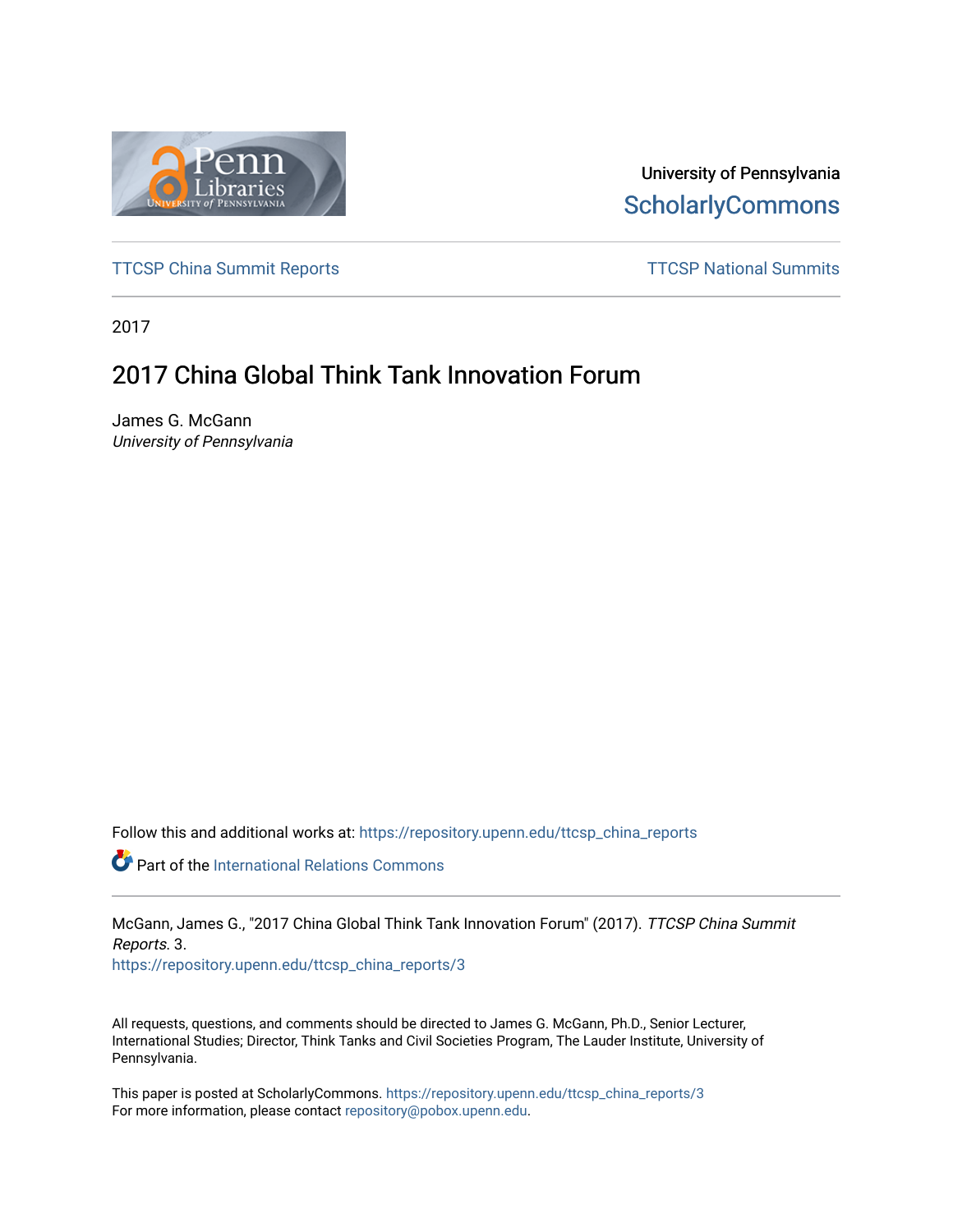University of Pennsylvania
ScholarlyCommons

TTCSP China Summit Reports

TTCSP National Summits

2017

# 2017 China Global Think Tank Innovation Forum

James G. McGann
*University of Pennsylvania*

Follow this and additional works at: https://repository.upenn.edu/ttcsp_china_reports

Part of the International Relations Commons

McGann, James G., "2017 China Global Think Tank Innovation Forum" (2017). *TTCSP China Summit Reports*. 3.
https://repository.upenn.edu/ttcsp_china_reports/3

All requests, questions, and comments should be directed to James G. McGann, Ph.D., Senior Lecturer, International Studies; Director, Think Tanks and Civil Societies Program, The Lauder Institute, University of Pennsylvania.

This paper is posted at ScholarlyCommons. https://repository.upenn.edu/ttcsp_china_reports/3
For more information, please contact repository@pobox.upenn.edu.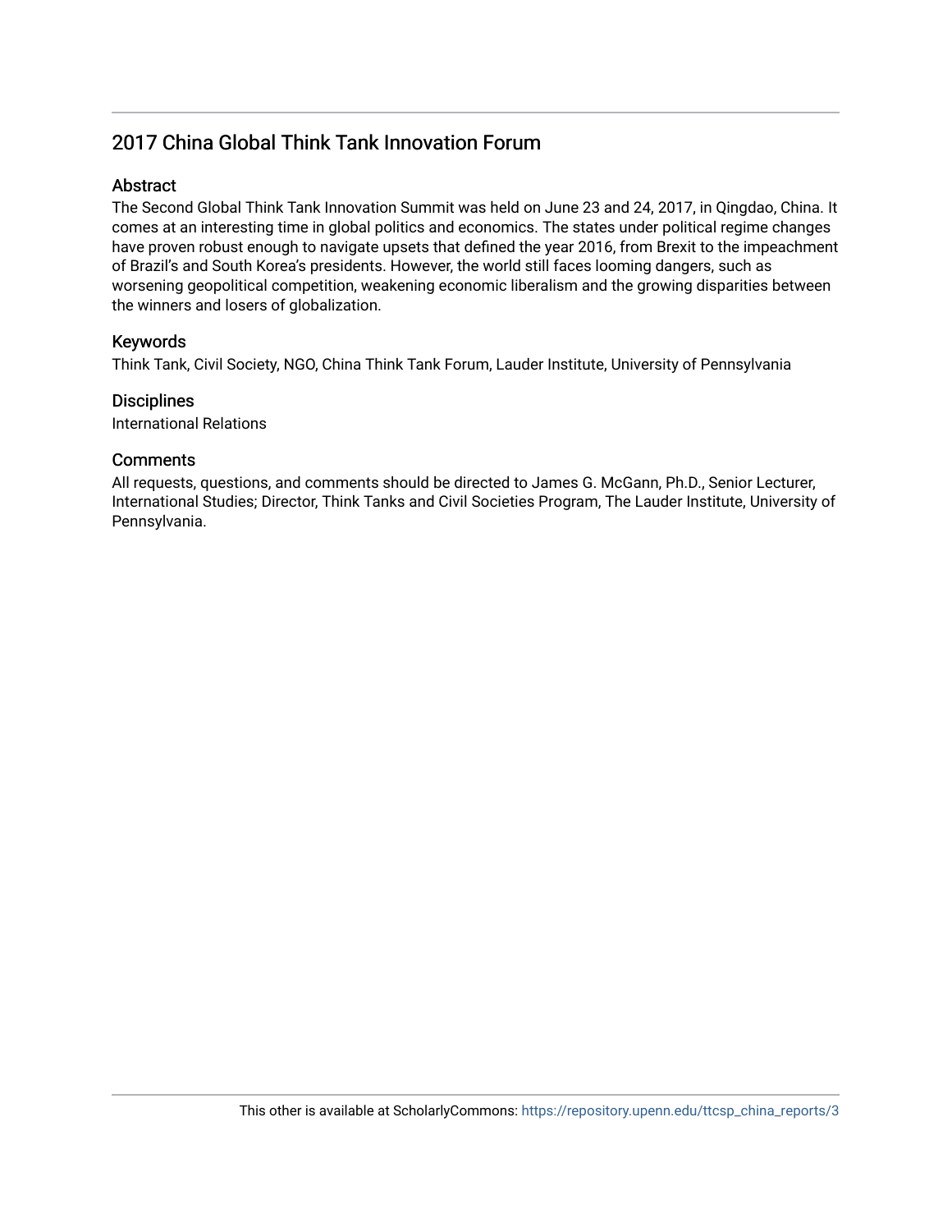## 2017 China Global Think Tank Innovation Forum

### Abstract

The Second Global Think Tank Innovation Summit was held on June 23 and 24, 2017, in Qingdao, China. It comes at an interesting time in global politics and economics. The states under political regime changes have proven robust enough to navigate upsets that defined the year 2016, from Brexit to the impeachment of Brazil's and South Korea's presidents. However, the world still faces looming dangers, such as worsening geopolitical competition, weakening economic liberalism and the growing disparities between the winners and losers of globalization.

### Keywords

Think Tank, Civil Society, NGO, China Think Tank Forum, Lauder Institute, University of Pennsylvania

### Disciplines

International Relations

### Comments

All requests, questions, and comments should be directed to James G. McGann, Ph.D., Senior Lecturer, International Studies; Director, Think Tanks and Civil Societies Program, The Lauder Institute, University of Pennsylvania.

This other is available at ScholarlyCommons: https://repository.upenn.edu/ttcsp_china_reports/3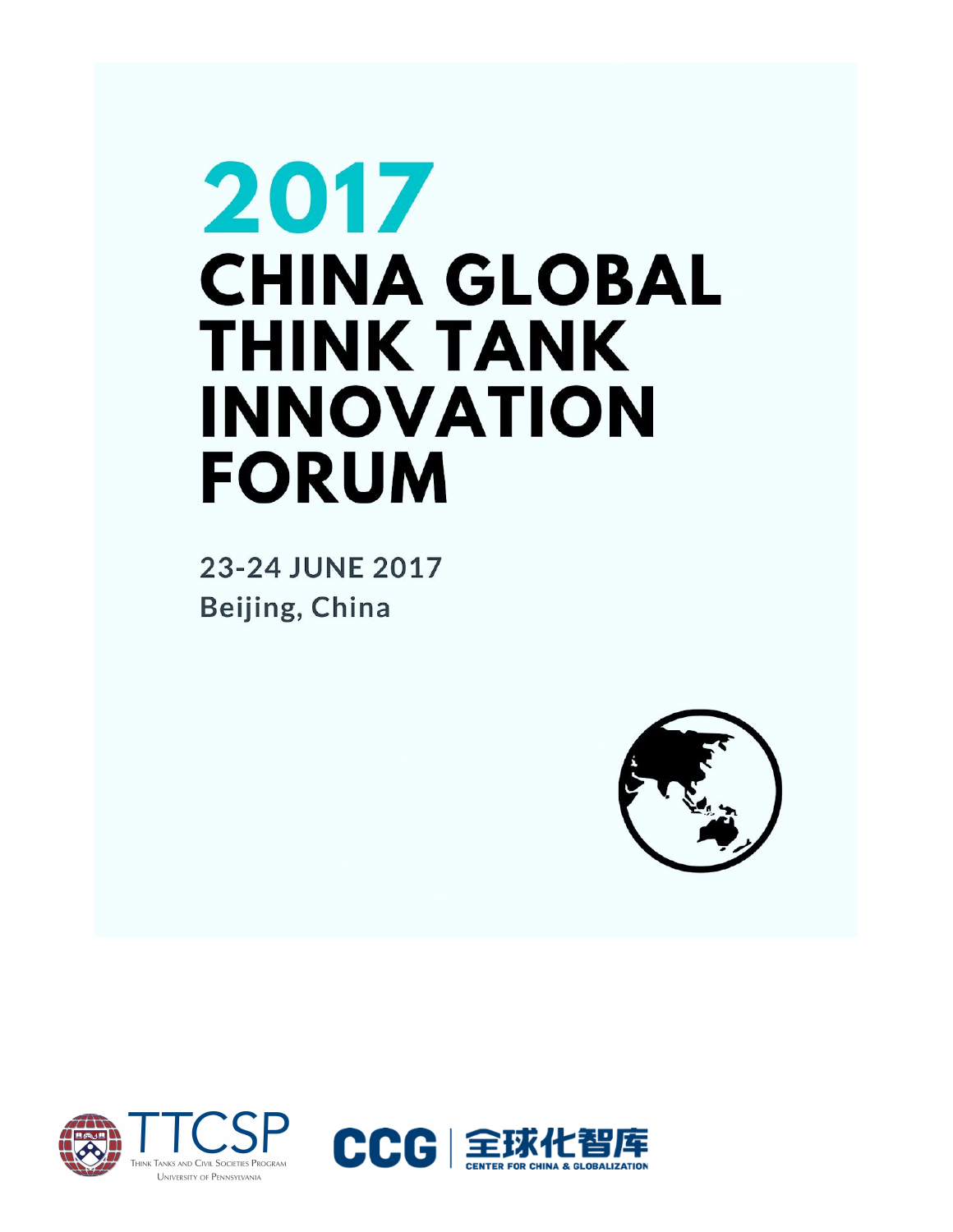# 2017 CHINA GLOBAL THINK TANK INNOVATION FORUM

**23-24 JUNE 2017**

**Beijing, China**

TTCSP
Think Tanks and Civil Societies Program
University of Pennsylvania

CCG | 全球化智库
CENTER FOR CHINA & GLOBALIZATION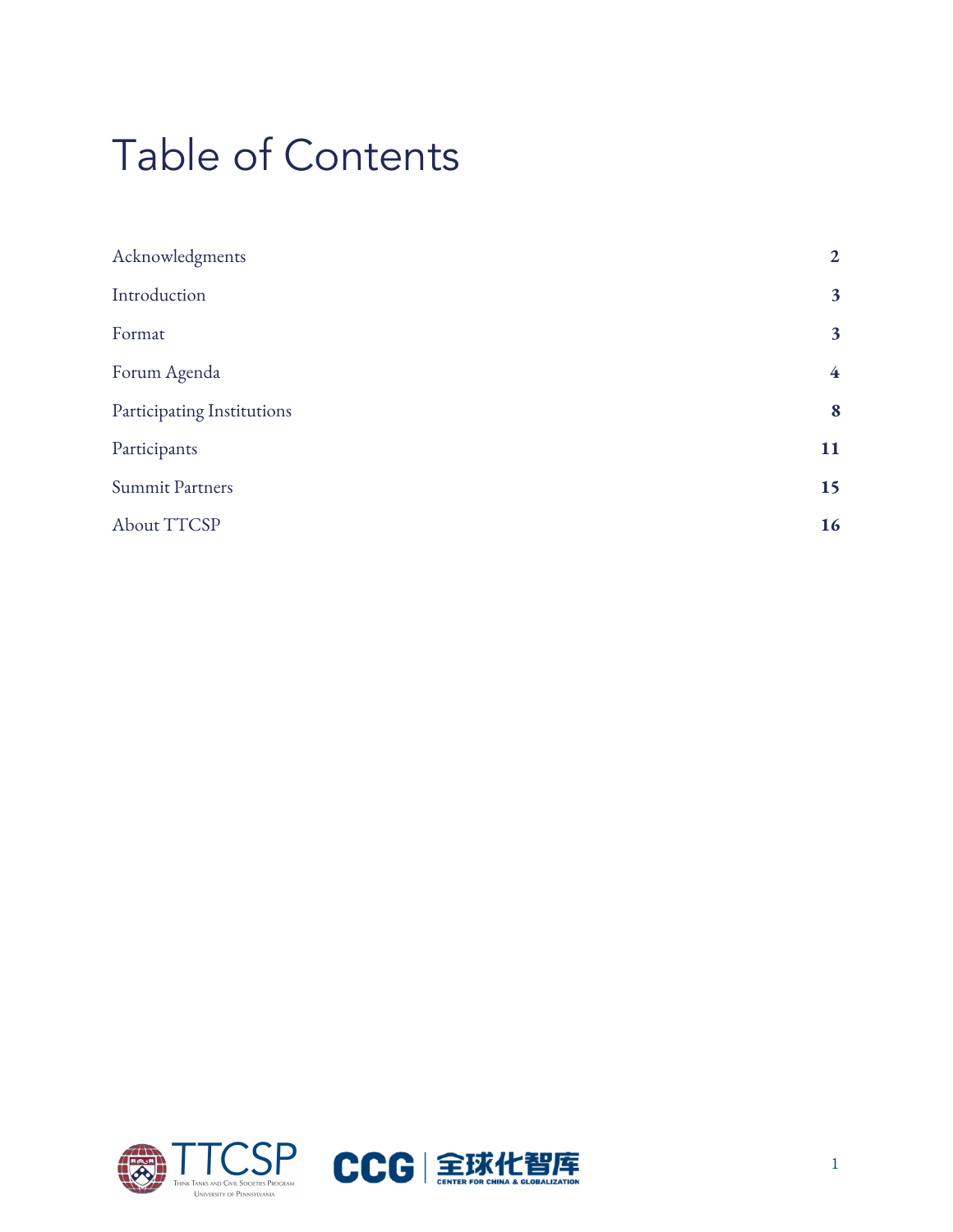# Table of Contents

| | |
|---|---|
| Acknowledgments | **2** |
| Introduction | **3** |
| Format | **3** |
| Forum Agenda | **4** |
| Participating Institutions | **8** |
| Participants | **11** |
| Summit Partners | **15** |
| About TTCSP | **16** |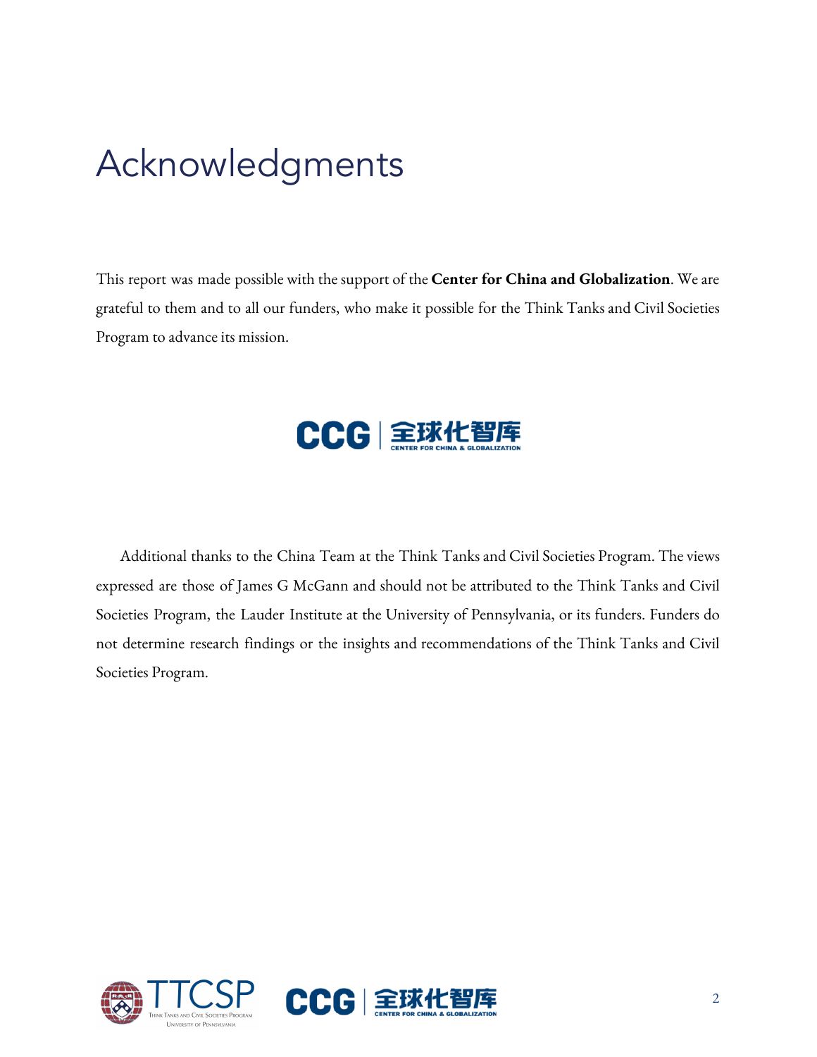# Acknowledgments

This report was made possible with the support of the **Center for China and Globalization**. We are grateful to them and to all our funders, who make it possible for the Think Tanks and Civil Societies Program to advance its mission.

Additional thanks to the China Team at the Think Tanks and Civil Societies Program. The views expressed are those of James G McGann and should not be attributed to the Think Tanks and Civil Societies Program, the Lauder Institute at the University of Pennsylvania, or its funders. Funders do not determine research findings or the insights and recommendations of the Think Tanks and Civil Societies Program.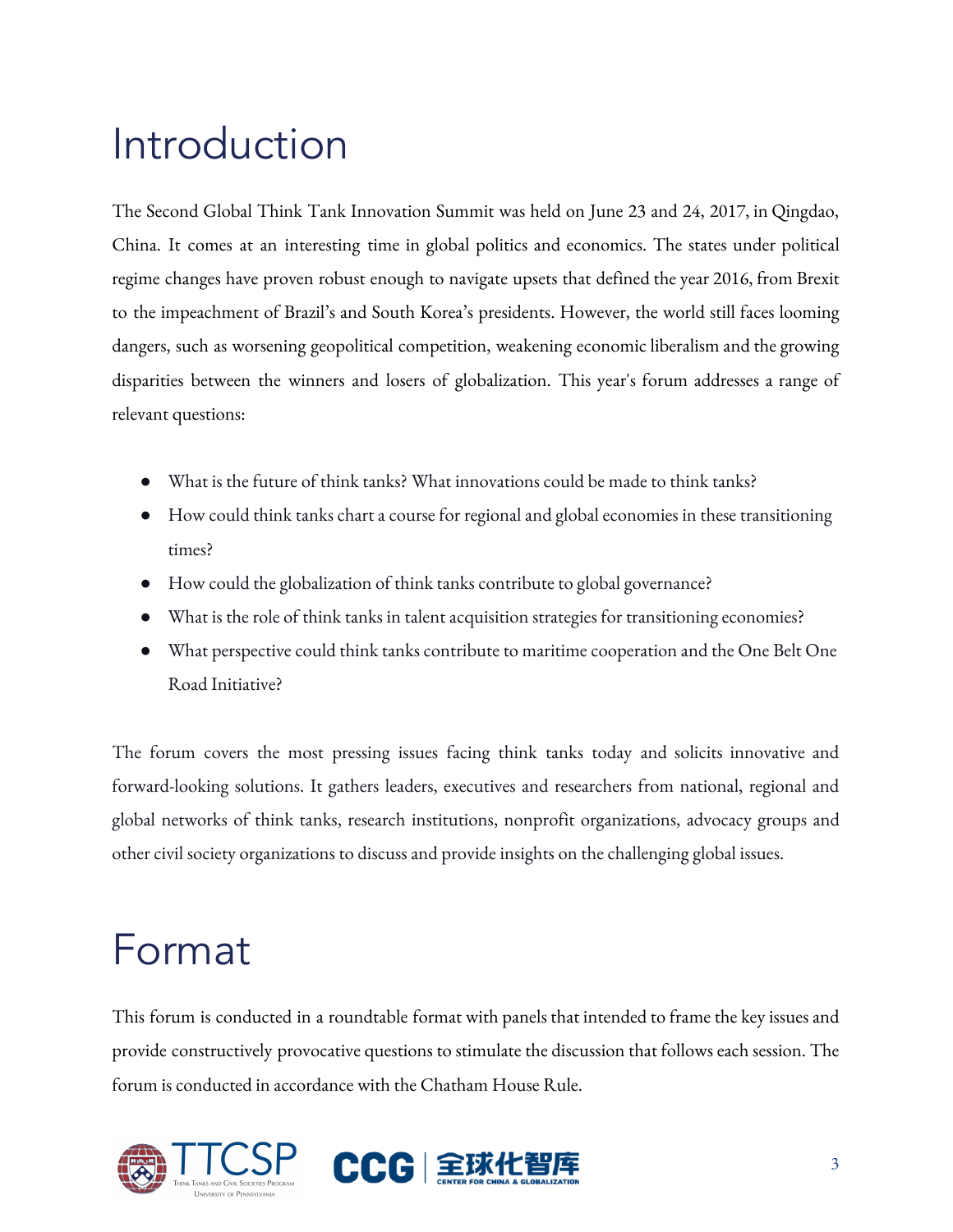# Introduction

The Second Global Think Tank Innovation Summit was held on June 23 and 24, 2017, in Qingdao, China. It comes at an interesting time in global politics and economics. The states under political regime changes have proven robust enough to navigate upsets that defined the year 2016, from Brexit to the impeachment of Brazil's and South Korea's presidents. However, the world still faces looming dangers, such as worsening geopolitical competition, weakening economic liberalism and the growing disparities between the winners and losers of globalization. This year's forum addresses a range of relevant questions:

- What is the future of think tanks? What innovations could be made to think tanks?
- How could think tanks chart a course for regional and global economies in these transitioning times?
- How could the globalization of think tanks contribute to global governance?
- What is the role of think tanks in talent acquisition strategies for transitioning economies?
- What perspective could think tanks contribute to maritime cooperation and the One Belt One Road Initiative?

The forum covers the most pressing issues facing think tanks today and solicits innovative and forward-looking solutions. It gathers leaders, executives and researchers from national, regional and global networks of think tanks, research institutions, nonprofit organizations, advocacy groups and other civil society organizations to discuss and provide insights on the challenging global issues.

# Format

This forum is conducted in a roundtable format with panels that intended to frame the key issues and provide constructively provocative questions to stimulate the discussion that follows each session. The forum is conducted in accordance with the Chatham House Rule.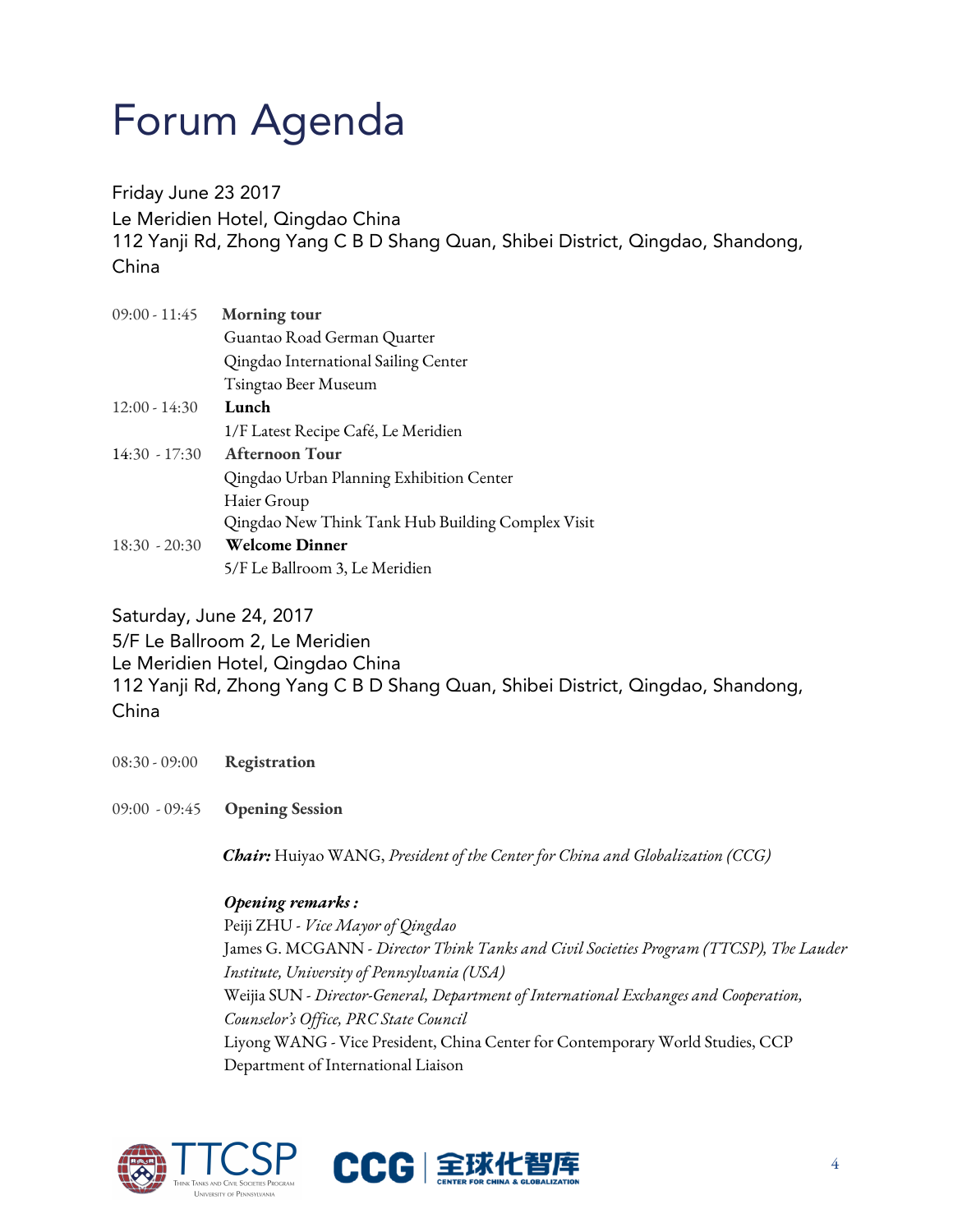# Forum Agenda

Friday June 23 2017
Le Meridien Hotel, Qingdao China
112 Yanji Rd, Zhong Yang C B D Shang Quan, Shibei District, Qingdao, Shandong, China

09:00 - 11:45 **Morning tour**
Guantao Road German Quarter
Qingdao International Sailing Center
Tsingtao Beer Museum

12:00 - 14:30 **Lunch**
1/F Latest Recipe Café, Le Meridien

14:30 - 17:30 **Afternoon Tour**
Qingdao Urban Planning Exhibition Center
Haier Group
Qingdao New Think Tank Hub Building Complex Visit

18:30 - 20:30 **Welcome Dinner**
5/F Le Ballroom 3, Le Meridien

Saturday, June 24, 2017
5/F Le Ballroom 2, Le Meridien
Le Meridien Hotel, Qingdao China
112 Yanji Rd, Zhong Yang C B D Shang Quan, Shibei District, Qingdao, Shandong, China

08:30 - 09:00 **Registration**

09:00 - 09:45 **Opening Session**

***Chair:*** Huiyao WANG, *President of the Center for China and Globalization (CCG)*

***Opening remarks :***
Peiji ZHU - *Vice Mayor of Qingdao*
James G. MCGANN - *Director Think Tanks and Civil Societies Program (TTCSP), The Lauder Institute, University of Pennsylvania (USA)*
Weijia SUN - *Director-General, Department of International Exchanges and Cooperation, Counselor's Office, PRC State Council*
Liyong WANG - Vice President, China Center for Contemporary World Studies, CCP Department of International Liaison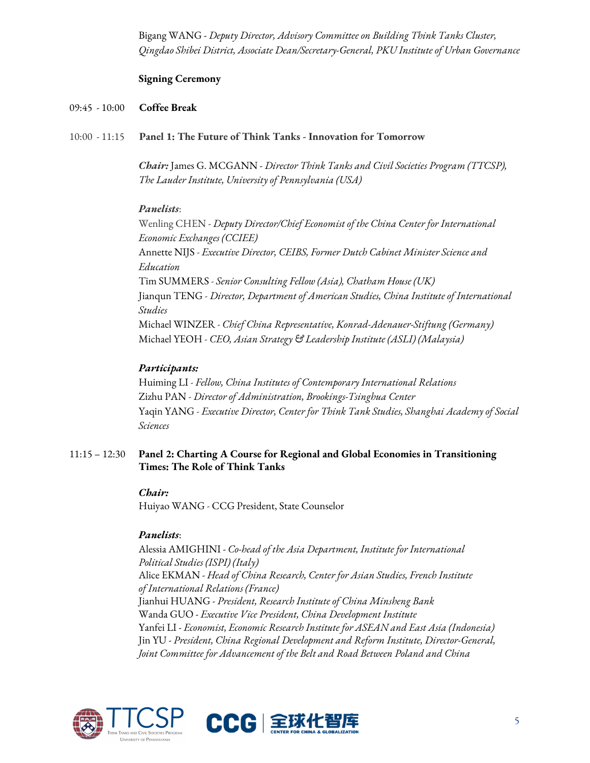Bigang WANG - *Deputy Director, Advisory Committee on Building Think Tanks Cluster, Qingdao Shibei District, Associate Dean/Secretary-General, PKU Institute of Urban Governance*

**Signing Ceremony**

09:45 - 10:00 **Coffee Break**

10:00 - 11:15 **Panel 1: The Future of Think Tanks - Innovation for Tomorrow**

***Chair:*** James G. MCGANN - *Director Think Tanks and Civil Societies Program (TTCSP), The Lauder Institute, University of Pennsylvania (USA)*

***Panelists***:

Wenling CHEN - *Deputy Director/Chief Economist of the China Center for International Economic Exchanges (CCIEE)*
Annette NIJS - *Executive Director, CEIBS, Former Dutch Cabinet Minister Science and Education*
Tim SUMMERS - *Senior Consulting Fellow (Asia), Chatham House (UK)*
Jianqun TENG - *Director, Department of American Studies, China Institute of International Studies*
Michael WINZER - *Chief China Representative, Konrad-Adenauer-Stiftung (Germany)*
Michael YEOH - *CEO, Asian Strategy & Leadership Institute (ASLI) (Malaysia)*

***Participants:***

Huiming LI - *Fellow, China Institutes of Contemporary International Relations*
Zizhu PAN - *Director of Administration, Brookings-Tsinghua Center*
Yaqin YANG - *Executive Director, Center for Think Tank Studies, Shanghai Academy of Social Sciences*

11:15 – 12:30 **Panel 2: Charting A Course for Regional and Global Economies in Transitioning Times: The Role of Think Tanks**

***Chair:***

Huiyao WANG - CCG President, State Counselor

***Panelists***:

Alessia AMIGHINI - *Co-head of the Asia Department, Institute for International Political Studies (ISPI) (Italy)*
Alice EKMAN - *Head of China Research, Center for Asian Studies, French Institute of International Relations (France)*
Jianhui HUANG - *President, Research Institute of China Minsheng Bank*
Wanda GUO - *Executive Vice President, China Development Institute*
Yanfei LI - *Economist, Economic Research Institute for ASEAN and East Asia (Indonesia)*
Jin YU - *President, China Regional Development and Reform Institute, Director-General, Joint Committee for Advancement of the Belt and Road Between Poland and China*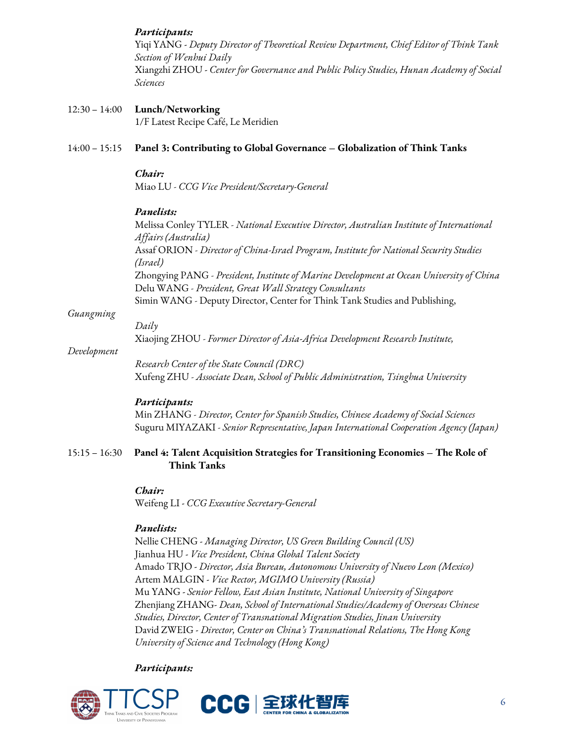***Participants:***
Yiqi YANG - *Deputy Director of Theoretical Review Department, Chief Editor of Think Tank Section of Wenhui Daily*
Xiangzhi ZHOU - *Center for Governance and Public Policy Studies, Hunan Academy of Social Sciences*

12:30 – 14:00 **Lunch/Networking**
1/F Latest Recipe Café, Le Meridien

14:00 – 15:15 **Panel 3: Contributing to Global Governance – Globalization of Think Tanks**

***Chair:***
Miao LU - *CCG Vice President/Secretary-General*

***Panelists:***
Melissa Conley TYLER - *National Executive Director, Australian Institute of International Affairs (Australia)*
Assaf ORION - *Director of China-Israel Program, Institute for National Security Studies (Israel)*
Zhongying PANG - *President, Institute of Marine Development at Ocean University of China*
Delu WANG - *President, Great Wall Strategy Consultants*
Simin WANG - Deputy Director, Center for Think Tank Studies and Publishing, *Guangming Daily*
Xiaojing ZHOU - *Former Director of Asia-Africa Development Research Institute, Development Research Center of the State Council (DRC)*
Xufeng ZHU - *Associate Dean, School of Public Administration, Tsinghua University*

***Participants:***
Min ZHANG - *Director, Center for Spanish Studies, Chinese Academy of Social Sciences*
Suguru MIYAZAKI - *Senior Representative, Japan International Cooperation Agency (Japan)*

15:15 – 16:30 **Panel 4: Talent Acquisition Strategies for Transitioning Economies – The Role of Think Tanks**

***Chair:***
Weifeng LI - *CCG Executive Secretary-General*

***Panelists:***
Nellie CHENG - *Managing Director, US Green Building Council (US)*
Jianhua HU - *Vice President, China Global Talent Society*
Amado TRJO - *Director, Asia Bureau, Autonomous University of Nuevo Leon (Mexico)*
Artem MALGIN - *Vice Rector, MGIMO University (Russia)*
Mu YANG - *Senior Fellow, East Asian Institute, National University of Singapore*
Zhenjiang ZHANG- *Dean, School of International Studies/Academy of Overseas Chinese Studies, Director, Center of Transnational Migration Studies, Jinan University*
David ZWEIG - *Director, Center on China's Transnational Relations, The Hong Kong University of Science and Technology (Hong Kong)*

***Participants:***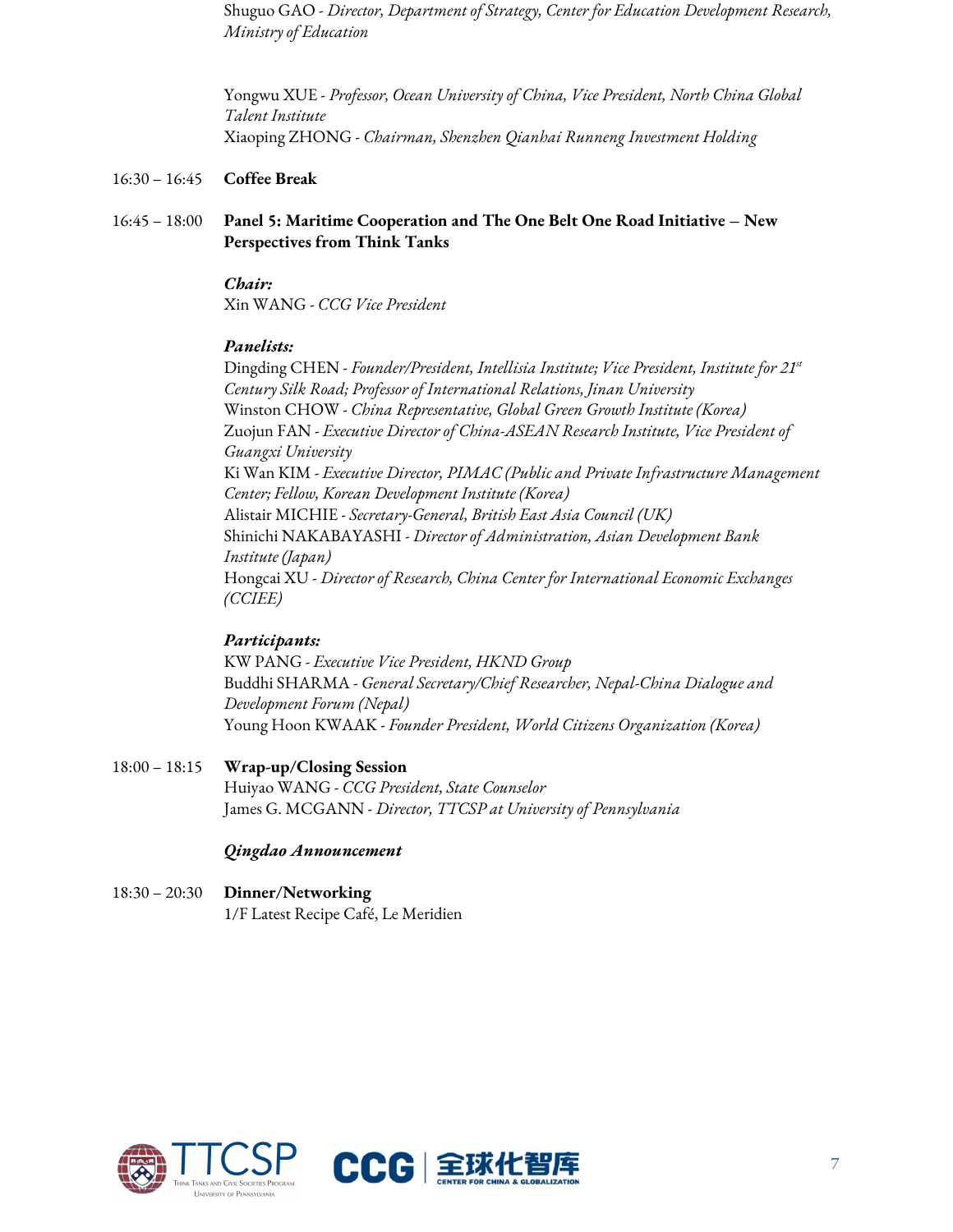Shuguo GAO - *Director, Department of Strategy, Center for Education Development Research, Ministry of Education*

Yongwu XUE - *Professor, Ocean University of China, Vice President, North China Global Talent Institute*
Xiaoping ZHONG - *Chairman, Shenzhen Qianhai Runneng Investment Holding*

16:30 – 16:45 **Coffee Break**

16:45 – 18:00 **Panel 5: Maritime Cooperation and The One Belt One Road Initiative – New Perspectives from Think Tanks**

***Chair:***
Xin WANG - *CCG Vice President*

***Panelists:***
Dingding CHEN - *Founder/President, Intellisia Institute; Vice President, Institute for 21st Century Silk Road; Professor of International Relations, Jinan University*
Winston CHOW - *China Representative, Global Green Growth Institute (Korea)*
Zuojun FAN - *Executive Director of China-ASEAN Research Institute, Vice President of Guangxi University*
Ki Wan KIM - *Executive Director, PIMAC (Public and Private Infrastructure Management Center; Fellow, Korean Development Institute (Korea)*
Alistair MICHIE - *Secretary-General, British East Asia Council (UK)*
Shinichi NAKABAYASHI - *Director of Administration, Asian Development Bank Institute (Japan)*
Hongcai XU - *Director of Research, China Center for International Economic Exchanges (CCIEE)*

***Participants:***
KW PANG - *Executive Vice President, HKND Group*
Buddhi SHARMA - *General Secretary/Chief Researcher, Nepal-China Dialogue and Development Forum (Nepal)*
Young Hoon KWAAK - *Founder President, World Citizens Organization (Korea)*

18:00 – 18:15 **Wrap-up/Closing Session**
Huiyao WANG - *CCG President, State Counselor*
James G. MCGANN - *Director, TTCSP at University of Pennsylvania*

***Qingdao Announcement***

18:30 – 20:30 **Dinner/Networking**
1/F Latest Recipe Café, Le Meridien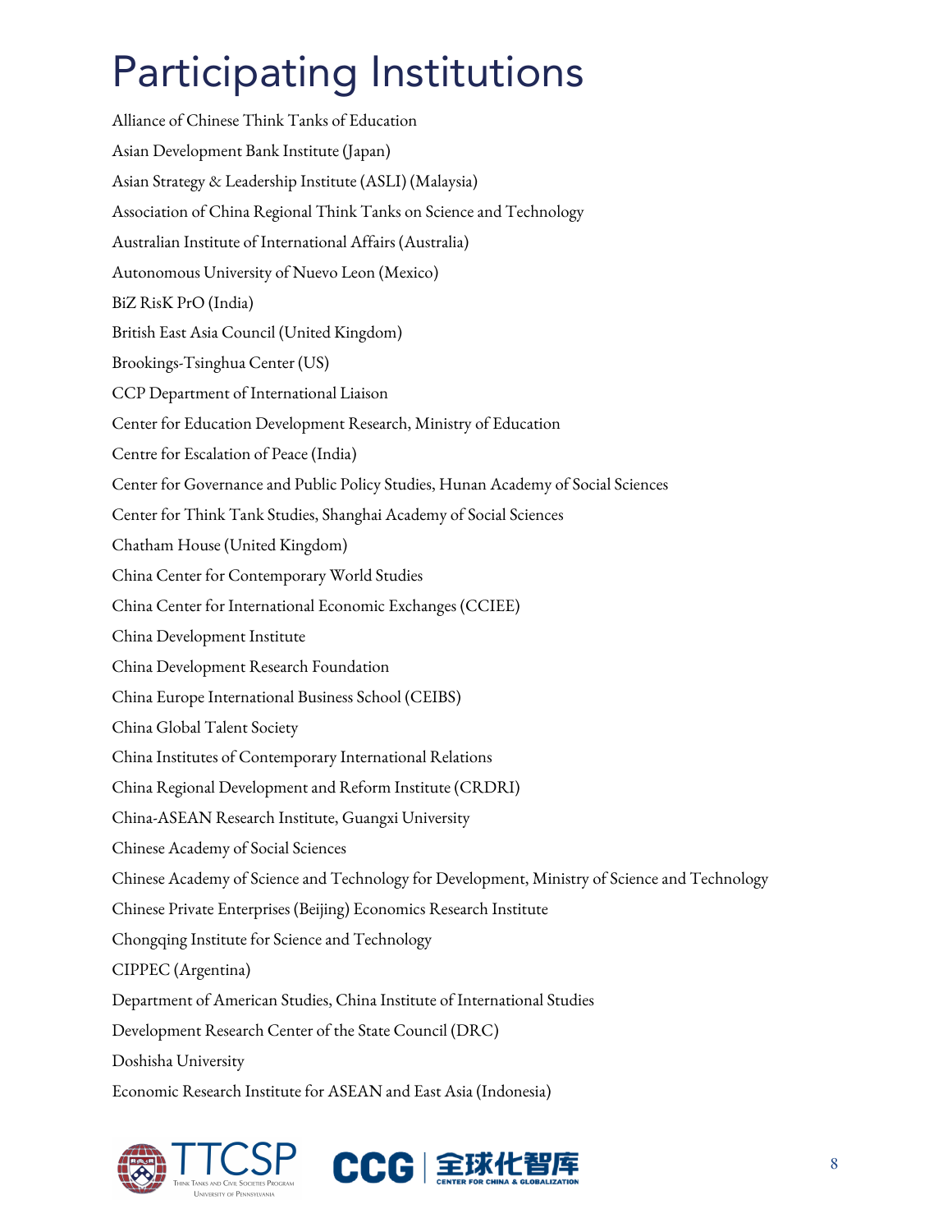# Participating Institutions

Alliance of Chinese Think Tanks of Education

Asian Development Bank Institute (Japan)

Asian Strategy & Leadership Institute (ASLI) (Malaysia)

Association of China Regional Think Tanks on Science and Technology

Australian Institute of International Affairs (Australia)

Autonomous University of Nuevo Leon (Mexico)

BiZ RisK PrO (India)

British East Asia Council (United Kingdom)

Brookings-Tsinghua Center (US)

CCP Department of International Liaison

Center for Education Development Research, Ministry of Education

Centre for Escalation of Peace (India)

Center for Governance and Public Policy Studies, Hunan Academy of Social Sciences

Center for Think Tank Studies, Shanghai Academy of Social Sciences

Chatham House (United Kingdom)

China Center for Contemporary World Studies

China Center for International Economic Exchanges (CCIEE)

China Development Institute

China Development Research Foundation

China Europe International Business School (CEIBS)

China Global Talent Society

China Institutes of Contemporary International Relations

China Regional Development and Reform Institute (CRDRI)

China-ASEAN Research Institute, Guangxi University

Chinese Academy of Social Sciences

Chinese Academy of Science and Technology for Development, Ministry of Science and Technology

Chinese Private Enterprises (Beijing) Economics Research Institute

Chongqing Institute for Science and Technology

CIPPEC (Argentina)

Department of American Studies, China Institute of International Studies

Development Research Center of the State Council (DRC)

Doshisha University

Economic Research Institute for ASEAN and East Asia (Indonesia)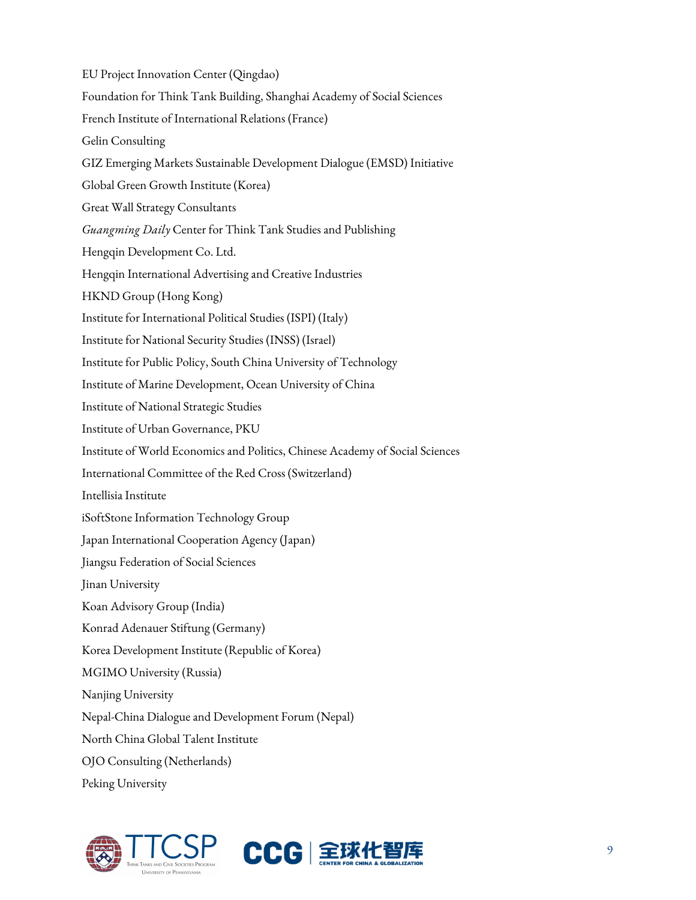EU Project Innovation Center (Qingdao)

Foundation for Think Tank Building, Shanghai Academy of Social Sciences

French Institute of International Relations (France)

Gelin Consulting

GIZ Emerging Markets Sustainable Development Dialogue (EMSD) Initiative

Global Green Growth Institute (Korea)

Great Wall Strategy Consultants

*Guangming Daily* Center for Think Tank Studies and Publishing

Hengqin Development Co. Ltd.

Hengqin International Advertising and Creative Industries

HKND Group (Hong Kong)

Institute for International Political Studies (ISPI) (Italy)

Institute for National Security Studies (INSS) (Israel)

Institute for Public Policy, South China University of Technology

Institute of Marine Development, Ocean University of China

Institute of National Strategic Studies

Institute of Urban Governance, PKU

Institute of World Economics and Politics, Chinese Academy of Social Sciences

International Committee of the Red Cross (Switzerland)

Intellisia Institute

iSoftStone Information Technology Group

Japan International Cooperation Agency (Japan)

Jiangsu Federation of Social Sciences

Jinan University

Koan Advisory Group (India)

Konrad Adenauer Stiftung (Germany)

Korea Development Institute (Republic of Korea)

MGIMO University (Russia)

Nanjing University

Nepal-China Dialogue and Development Forum (Nepal)

North China Global Talent Institute

OJO Consulting (Netherlands)

Peking University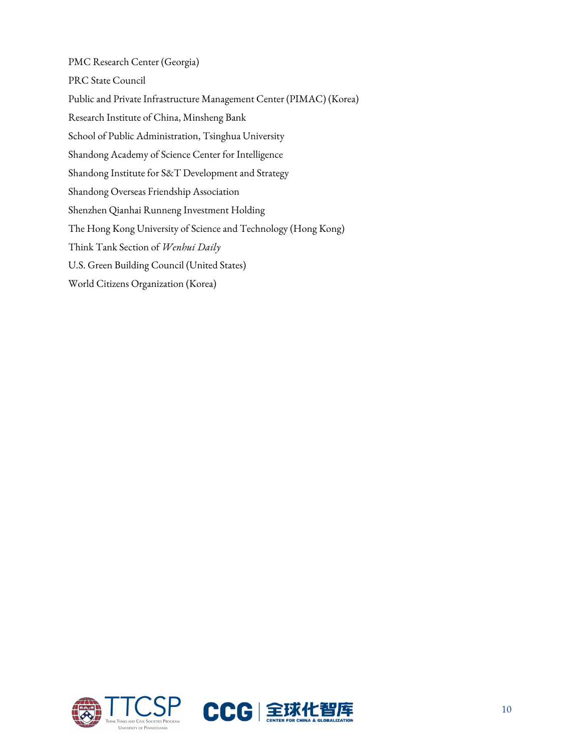PMC Research Center (Georgia)

PRC State Council

Public and Private Infrastructure Management Center (PIMAC) (Korea)

Research Institute of China, Minsheng Bank

School of Public Administration, Tsinghua University

Shandong Academy of Science Center for Intelligence

Shandong Institute for S&T Development and Strategy

Shandong Overseas Friendship Association

Shenzhen Qianhai Runneng Investment Holding

The Hong Kong University of Science and Technology (Hong Kong)

Think Tank Section of *Wenhui Daily*

U.S. Green Building Council (United States)

World Citizens Organization (Korea)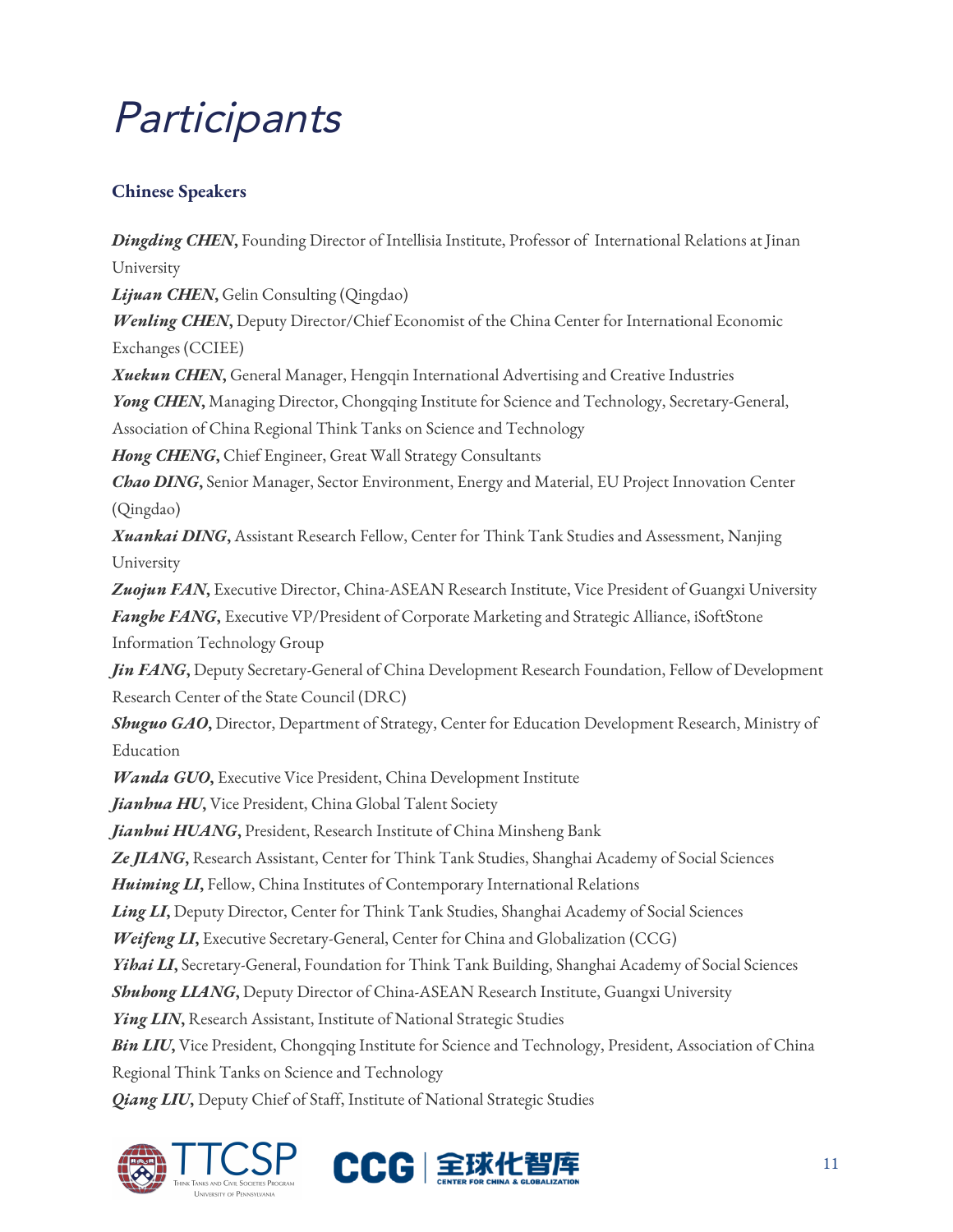# Participants

### Chinese Speakers

***Dingding CHEN***, Founding Director of Intellisia Institute, Professor of International Relations at Jinan University

***Lijuan CHEN***, Gelin Consulting (Qingdao)

***Wenling CHEN***, Deputy Director/Chief Economist of the China Center for International Economic Exchanges (CCIEE)

***Xuekun CHEN***, General Manager, Hengqin International Advertising and Creative Industries

***Yong CHEN***, Managing Director, Chongqing Institute for Science and Technology, Secretary-General, Association of China Regional Think Tanks on Science and Technology

***Hong CHENG***, Chief Engineer, Great Wall Strategy Consultants

***Chao DING***, Senior Manager, Sector Environment, Energy and Material, EU Project Innovation Center (Qingdao)

***Xuankai DING***, Assistant Research Fellow, Center for Think Tank Studies and Assessment, Nanjing University

***Zuojun FAN***, Executive Director, China-ASEAN Research Institute, Vice President of Guangxi University

***Fanghe FANG***, Executive VP/President of Corporate Marketing and Strategic Alliance, iSoftStone Information Technology Group

***Jin FANG***, Deputy Secretary-General of China Development Research Foundation, Fellow of Development Research Center of the State Council (DRC)

***Shuguo GAO***, Director, Department of Strategy, Center for Education Development Research, Ministry of Education

***Wanda GUO***, Executive Vice President, China Development Institute

***Jianhua HU***, Vice President, China Global Talent Society

***Jianhui HUANG***, President, Research Institute of China Minsheng Bank

***Ze JIANG***, Research Assistant, Center for Think Tank Studies, Shanghai Academy of Social Sciences

***Huiming LI***, Fellow, China Institutes of Contemporary International Relations

***Ling LI***, Deputy Director, Center for Think Tank Studies, Shanghai Academy of Social Sciences

***Weifeng LI***, Executive Secretary-General, Center for China and Globalization (CCG)

***Yihai LI***, Secretary-General, Foundation for Think Tank Building, Shanghai Academy of Social Sciences

***Shuhong LIANG***, Deputy Director of China-ASEAN Research Institute, Guangxi University

***Ying LIN***, Research Assistant, Institute of National Strategic Studies

***Bin LIU***, Vice President, Chongqing Institute for Science and Technology, President, Association of China Regional Think Tanks on Science and Technology

***Qiang LIU***, Deputy Chief of Staff, Institute of National Strategic Studies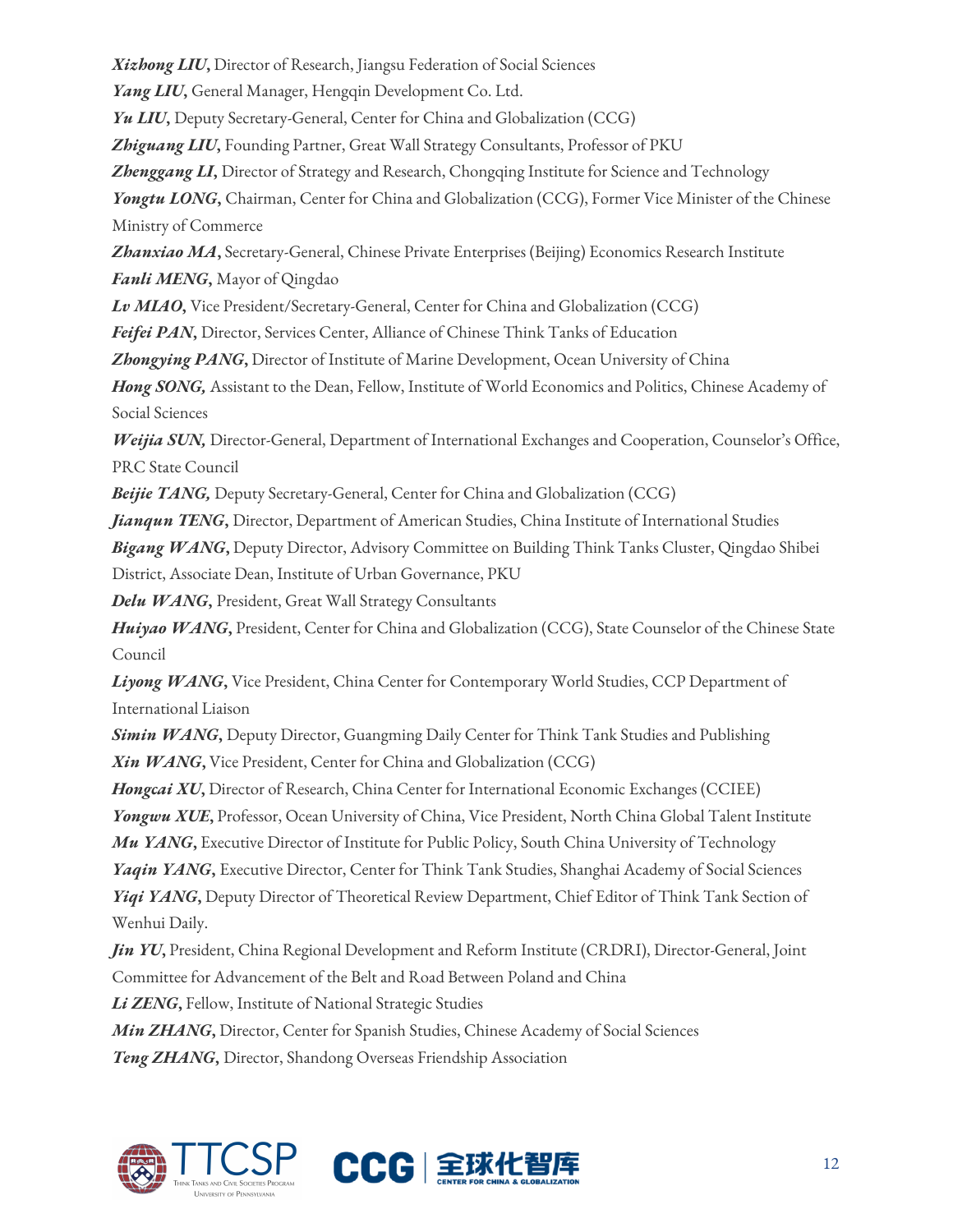***Xizhong LIU*, **Director of Research, Jiangsu Federation of Social Sciences

***Yang LIU*, **General Manager, Hengqin Development Co. Ltd.

***Yu LIU*, **Deputy Secretary-General, Center for China and Globalization (CCG)

***Zhiguang LIU*, **Founding Partner, Great Wall Strategy Consultants, Professor of PKU

***Zhenggang LI*, **Director of Strategy and Research, Chongqing Institute for Science and Technology

***Yongtu LONG*, **Chairman, Center for China and Globalization (CCG), Former Vice Minister of the Chinese Ministry of Commerce

***Zhanxiao MA*, **Secretary-General, Chinese Private Enterprises (Beijing) Economics Research Institute

***Fanli MENG*, **Mayor of Qingdao

***Lv MIAO*, **Vice President/Secretary-General, Center for China and Globalization (CCG)

***Feifei PAN*, **Director, Services Center, Alliance of Chinese Think Tanks of Education

***Zhongying PANG*, **Director of Institute of Marine Development, Ocean University of China

***Hong SONG*, **Assistant to the Dean, Fellow, Institute of World Economics and Politics, Chinese Academy of Social Sciences

***Weijia SUN*, **Director-General, Department of International Exchanges and Cooperation, Counselor's Office, PRC State Council

***Beijie TANG*, **Deputy Secretary-General, Center for China and Globalization (CCG)

***Jianqun TENG*, **Director, Department of American Studies, China Institute of International Studies

***Bigang WANG*, **Deputy Director, Advisory Committee on Building Think Tanks Cluster, Qingdao Shibei District, Associate Dean, Institute of Urban Governance, PKU

***Delu WANG*, **President, Great Wall Strategy Consultants

***Huiyao WANG*, **President, Center for China and Globalization (CCG), State Counselor of the Chinese State Council

***Liyong WANG*, **Vice President, China Center for Contemporary World Studies, CCP Department of International Liaison

***Simin WANG*, **Deputy Director, Guangming Daily Center for Think Tank Studies and Publishing

***Xin WANG*, **Vice President, Center for China and Globalization (CCG)

***Hongcai XU*, **Director of Research, China Center for International Economic Exchanges (CCIEE)

***Yongwu XUE*, **Professor, Ocean University of China, Vice President, North China Global Talent Institute

***Mu YANG*, **Executive Director of Institute for Public Policy, South China University of Technology

***Yaqin YANG*, **Executive Director, Center for Think Tank Studies, Shanghai Academy of Social Sciences

***Yiqi YANG*, **Deputy Director of Theoretical Review Department, Chief Editor of Think Tank Section of Wenhui Daily.

***Jin YU*, **President, China Regional Development and Reform Institute (CRDRI), Director-General, Joint Committee for Advancement of the Belt and Road Between Poland and China

***Li ZENG*, **Fellow, Institute of National Strategic Studies

***Min ZHANG*, **Director, Center for Spanish Studies, Chinese Academy of Social Sciences

***Teng ZHANG*, **Director, Shandong Overseas Friendship Association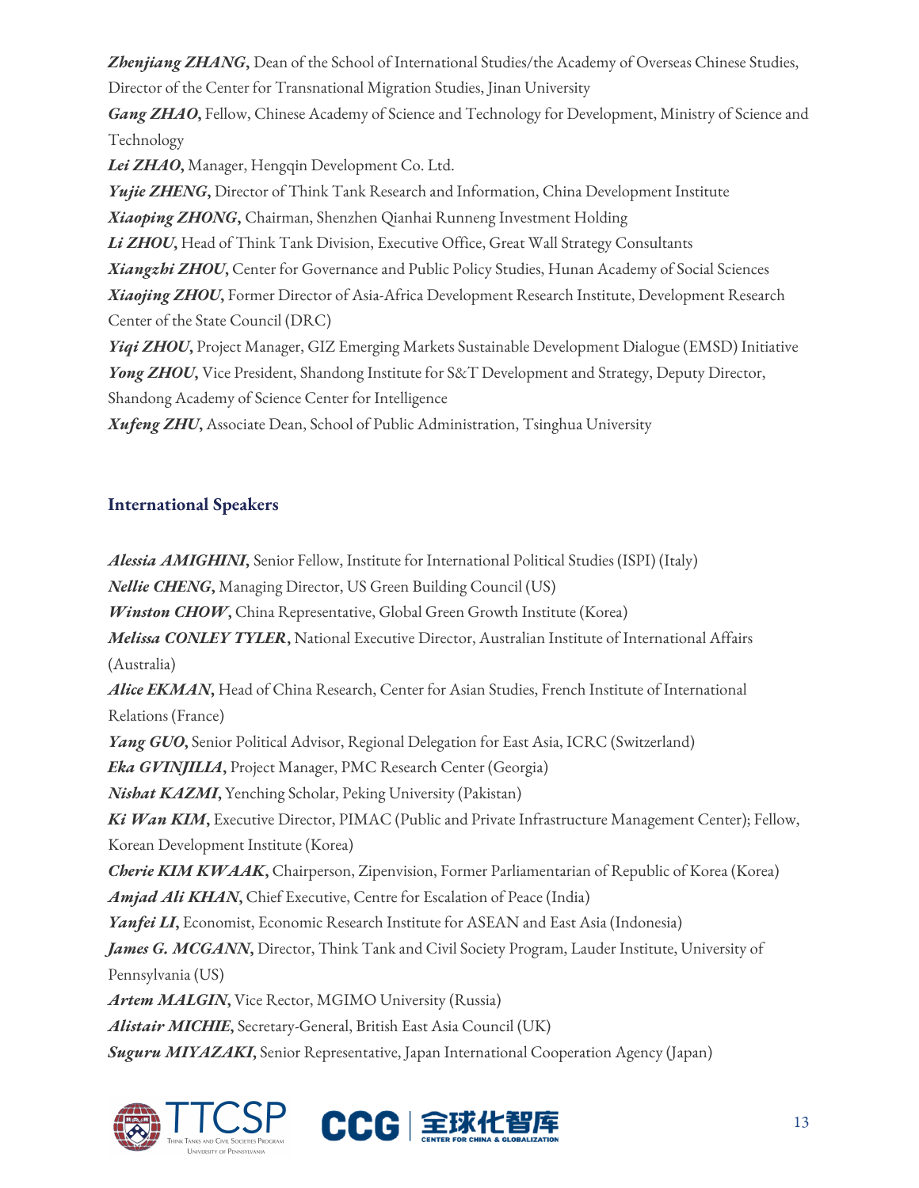***Zhenjiang ZHANG*****,** Dean of the School of International Studies/the Academy of Overseas Chinese Studies, Director of the Center for Transnational Migration Studies, Jinan University

***Gang ZHAO*****,** Fellow, Chinese Academy of Science and Technology for Development, Ministry of Science and Technology

***Lei ZHAO*****,** Manager, Hengqin Development Co. Ltd.

***Yujie ZHENG*****,** Director of Think Tank Research and Information, China Development Institute

***Xiaoping ZHONG*****,** Chairman, Shenzhen Qianhai Runneng Investment Holding

***Li ZHOU*****,** Head of Think Tank Division, Executive Office, Great Wall Strategy Consultants

***Xiangzhi ZHOU*****,** Center for Governance and Public Policy Studies, Hunan Academy of Social Sciences

***Xiaojing ZHOU*****,** Former Director of Asia-Africa Development Research Institute, Development Research Center of the State Council (DRC)

***Yiqi ZHOU*****,** Project Manager, GIZ Emerging Markets Sustainable Development Dialogue (EMSD) Initiative

***Yong ZHOU*****,** Vice President, Shandong Institute for S&T Development and Strategy, Deputy Director, Shandong Academy of Science Center for Intelligence

***Xufeng ZHU*****,** Associate Dean, School of Public Administration, Tsinghua University

### International Speakers

***Alessia AMIGHINI*****,** Senior Fellow, Institute for International Political Studies (ISPI) (Italy)

***Nellie CHENG*****,** Managing Director, US Green Building Council (US)

***Winston CHOW*****,** China Representative, Global Green Growth Institute (Korea)

***Melissa CONLEY TYLER*****,** National Executive Director, Australian Institute of International Affairs (Australia)

***Alice EKMAN*****,** Head of China Research, Center for Asian Studies, French Institute of International Relations (France)

***Yang GUO*****,** Senior Political Advisor, Regional Delegation for East Asia, ICRC (Switzerland)

***Eka GVINJILIA*****,** Project Manager, PMC Research Center (Georgia)

***Nishat KAZMI*****,** Yenching Scholar, Peking University (Pakistan)

***Ki Wan KIM*****,** Executive Director, PIMAC (Public and Private Infrastructure Management Center); Fellow, Korean Development Institute (Korea)

***Cherie KIM KWAAK*****,** Chairperson, Zipenvision, Former Parliamentarian of Republic of Korea (Korea)

***Amjad Ali KHAN*****,** Chief Executive, Centre for Escalation of Peace (India)

***Yanfei LI*****,** Economist, Economic Research Institute for ASEAN and East Asia (Indonesia)

***James G. MCGANN*****,** Director, Think Tank and Civil Society Program, Lauder Institute, University of Pennsylvania (US)

***Artem MALGIN*****,** Vice Rector, MGIMO University (Russia)

***Alistair MICHIE*****,** Secretary-General, British East Asia Council (UK)

***Suguru MIYAZAKI*****,** Senior Representative, Japan International Cooperation Agency (Japan)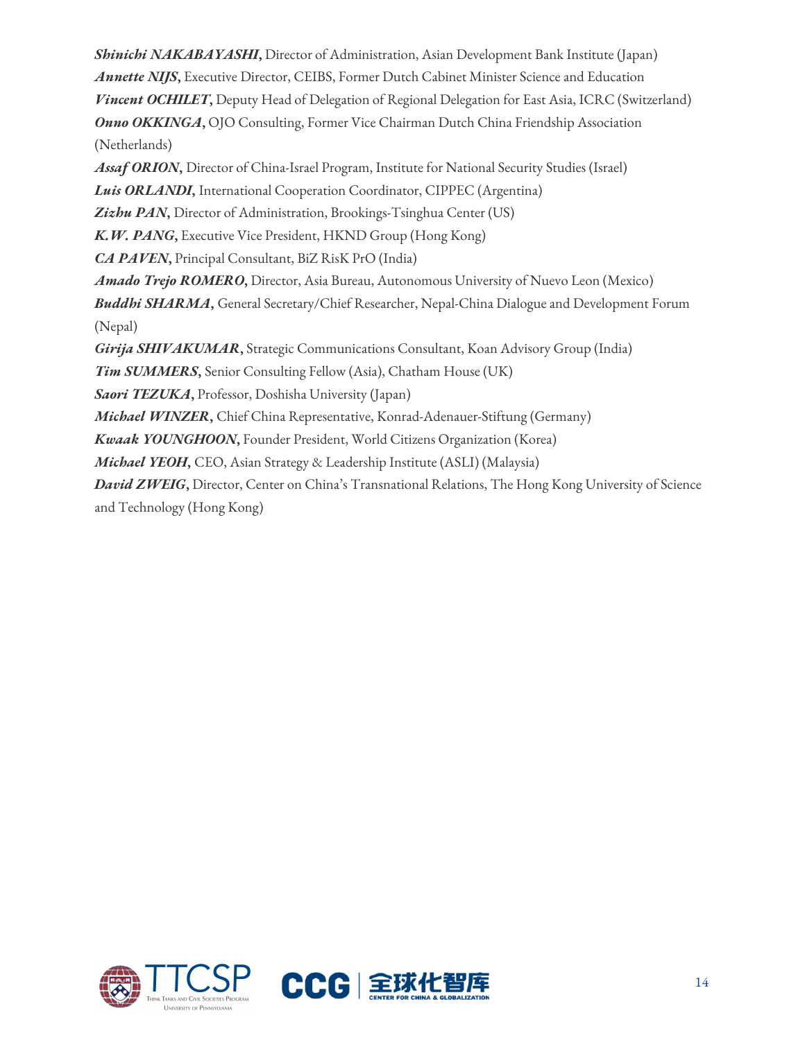***Shinichi NAKABAYASHI***, Director of Administration, Asian Development Bank Institute (Japan)
***Annette NIJS***, Executive Director, CEIBS, Former Dutch Cabinet Minister Science and Education
***Vincent OCHILET***, Deputy Head of Delegation of Regional Delegation for East Asia, ICRC (Switzerland)
***Onno OKKINGA***, OJO Consulting, Former Vice Chairman Dutch China Friendship Association (Netherlands)
***Assaf ORION***, Director of China-Israel Program, Institute for National Security Studies (Israel)
***Luis ORLANDI***, International Cooperation Coordinator, CIPPEC (Argentina)
***Zizhu PAN***, Director of Administration, Brookings-Tsinghua Center (US)
***K.W. PANG***, Executive Vice President, HKND Group (Hong Kong)
***CA PAVEN***, Principal Consultant, BiZ RisK PrO (India)
***Amado Trejo ROMERO***, Director, Asia Bureau, Autonomous University of Nuevo Leon (Mexico)
***Buddhi SHARMA***, General Secretary/Chief Researcher, Nepal-China Dialogue and Development Forum (Nepal)
***Girija SHIVAKUMAR***, Strategic Communications Consultant, Koan Advisory Group (India)
***Tim SUMMERS***, Senior Consulting Fellow (Asia), Chatham House (UK)
***Saori TEZUKA***, Professor, Doshisha University (Japan)
***Michael WINZER***, Chief China Representative, Konrad-Adenauer-Stiftung (Germany)
***Kwaak YOUNGHOON***, Founder President, World Citizens Organization (Korea)
***Michael YEOH***, CEO, Asian Strategy & Leadership Institute (ASLI) (Malaysia)
***David ZWEIG***, Director, Center on China's Transnational Relations, The Hong Kong University of Science and Technology (Hong Kong)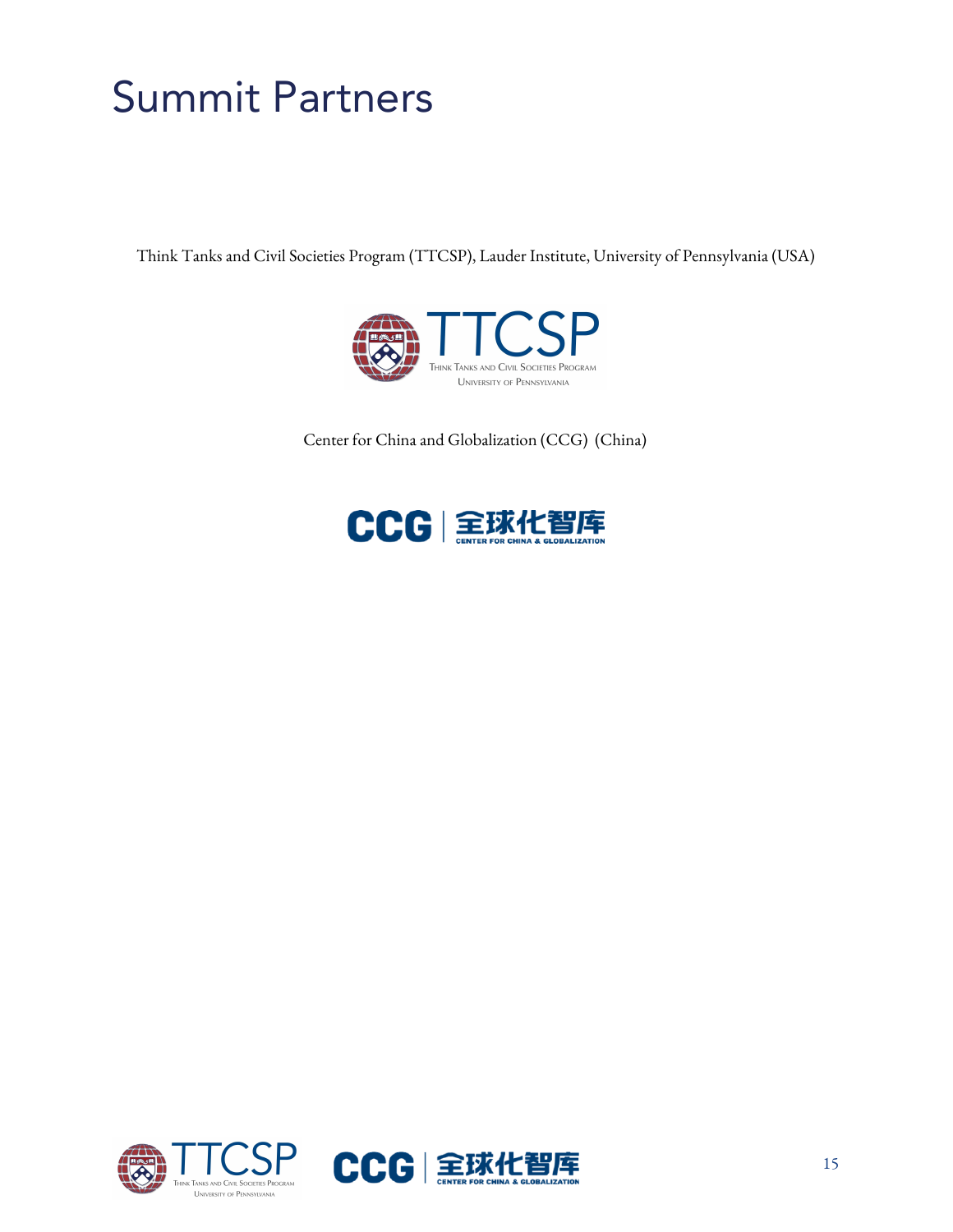# Summit Partners

Think Tanks and Civil Societies Program (TTCSP), Lauder Institute, University of Pennsylvania (USA)

Center for China and Globalization (CCG) (China)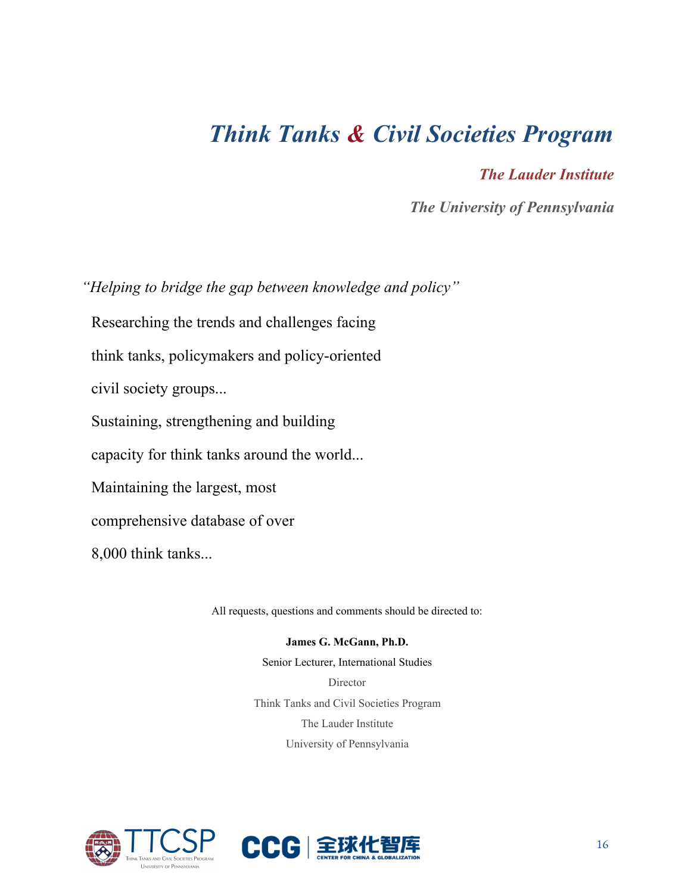# *Think Tanks & Civil Societies Program*

***The Lauder Institute***

***The University of Pennsylvania***

*"Helping to bridge the gap between knowledge and policy"*

Researching the trends and challenges facing think tanks, policymakers and policy-oriented civil society groups...

Sustaining, strengthening and building capacity for think tanks around the world...

Maintaining the largest, most comprehensive database of over 8,000 think tanks...

All requests, questions and comments should be directed to:

**James G. McGann, Ph.D.**

Senior Lecturer, International Studies

Director

Think Tanks and Civil Societies Program

The Lauder Institute

University of Pennsylvania

TTCSP Think Tanks and Civil Societies Program University of Pennsylvania

CCG 全球化智库 CENTER FOR CHINA & GLOBALIZATION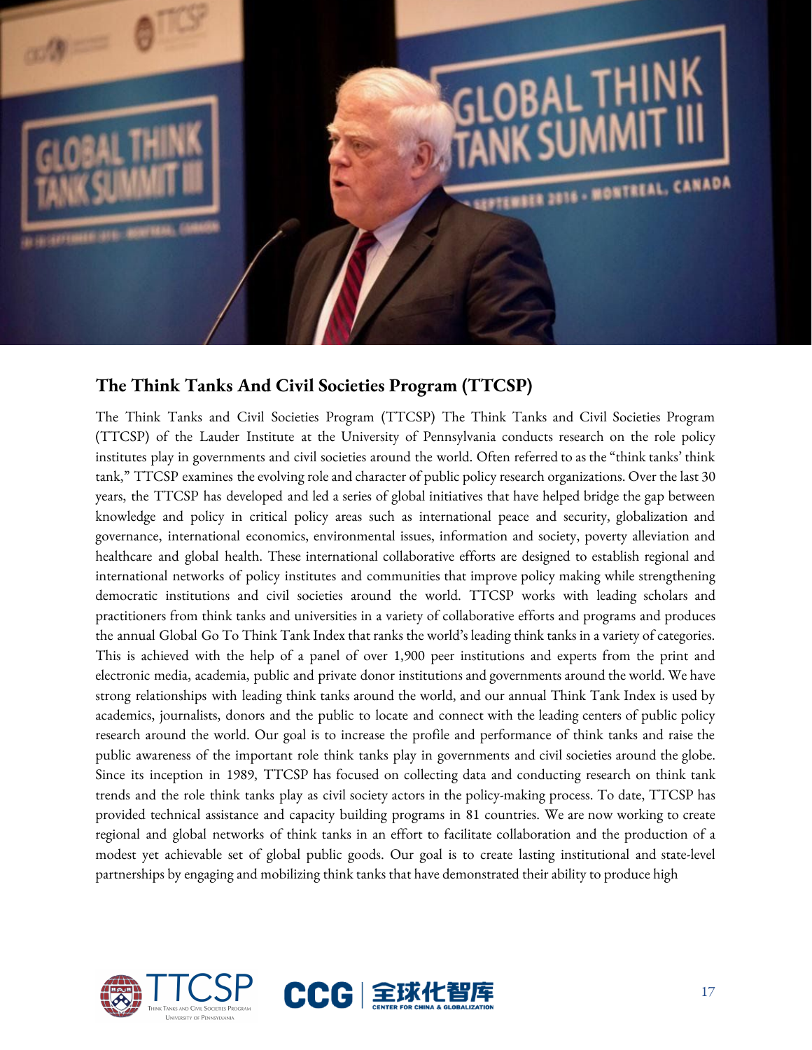## The Think Tanks And Civil Societies Program (TTCSP)

The Think Tanks and Civil Societies Program (TTCSP) The Think Tanks and Civil Societies Program (TTCSP) of the Lauder Institute at the University of Pennsylvania conducts research on the role policy institutes play in governments and civil societies around the world. Often referred to as the "think tanks' think tank," TTCSP examines the evolving role and character of public policy research organizations. Over the last 30 years, the TTCSP has developed and led a series of global initiatives that have helped bridge the gap between knowledge and policy in critical policy areas such as international peace and security, globalization and governance, international economics, environmental issues, information and society, poverty alleviation and healthcare and global health. These international collaborative efforts are designed to establish regional and international networks of policy institutes and communities that improve policy making while strengthening democratic institutions and civil societies around the world. TTCSP works with leading scholars and practitioners from think tanks and universities in a variety of collaborative efforts and programs and produces the annual Global Go To Think Tank Index that ranks the world's leading think tanks in a variety of categories. This is achieved with the help of a panel of over 1,900 peer institutions and experts from the print and electronic media, academia, public and private donor institutions and governments around the world. We have strong relationships with leading think tanks around the world, and our annual Think Tank Index is used by academics, journalists, donors and the public to locate and connect with the leading centers of public policy research around the world. Our goal is to increase the profile and performance of think tanks and raise the public awareness of the important role think tanks play in governments and civil societies around the globe. Since its inception in 1989, TTCSP has focused on collecting data and conducting research on think tank trends and the role think tanks play as civil society actors in the policy-making process. To date, TTCSP has provided technical assistance and capacity building programs in 81 countries. We are now working to create regional and global networks of think tanks in an effort to facilitate collaboration and the production of a modest yet achievable set of global public goods. Our goal is to create lasting institutional and state-level partnerships by engaging and mobilizing think tanks that have demonstrated their ability to produce high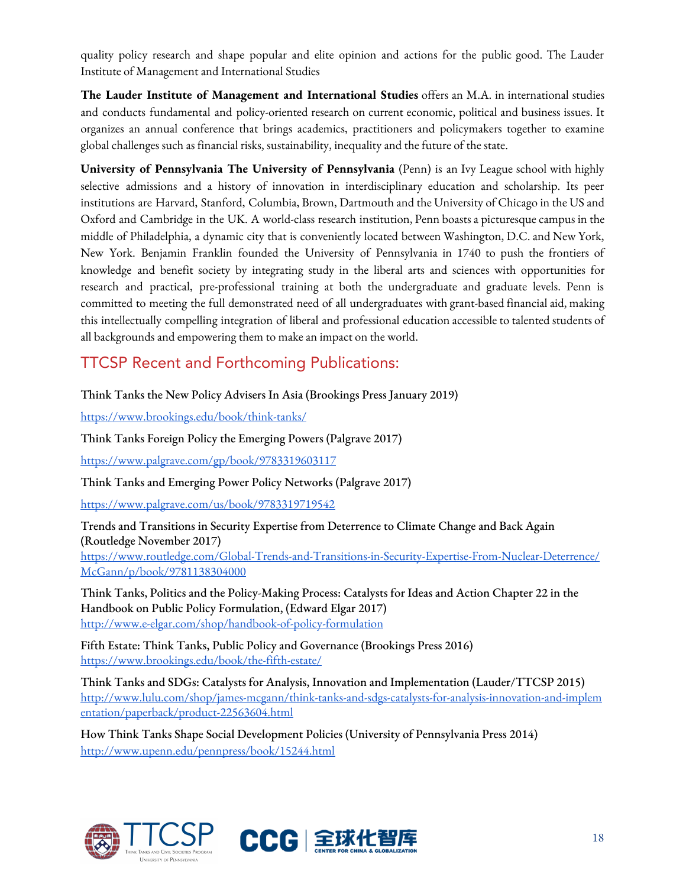quality policy research and shape popular and elite opinion and actions for the public good. The Lauder Institute of Management and International Studies

**The Lauder Institute of Management and International Studies** offers an M.A. in international studies and conducts fundamental and policy-oriented research on current economic, political and business issues. It organizes an annual conference that brings academics, practitioners and policymakers together to examine global challenges such as financial risks, sustainability, inequality and the future of the state.

**University of Pennsylvania The University of Pennsylvania** (Penn) is an Ivy League school with highly selective admissions and a history of innovation in interdisciplinary education and scholarship. Its peer institutions are Harvard, Stanford, Columbia, Brown, Dartmouth and the University of Chicago in the US and Oxford and Cambridge in the UK. A world-class research institution, Penn boasts a picturesque campus in the middle of Philadelphia, a dynamic city that is conveniently located between Washington, D.C. and New York, New York. Benjamin Franklin founded the University of Pennsylvania in 1740 to push the frontiers of knowledge and benefit society by integrating study in the liberal arts and sciences with opportunities for research and practical, pre-professional training at both the undergraduate and graduate levels. Penn is committed to meeting the full demonstrated need of all undergraduates with grant-based financial aid, making this intellectually compelling integration of liberal and professional education accessible to talented students of all backgrounds and empowering them to make an impact on the world.

## TTCSP Recent and Forthcoming Publications:

Think Tanks the New Policy Advisers In Asia (Brookings Press January 2019)

https://www.brookings.edu/book/think-tanks/

Think Tanks Foreign Policy the Emerging Powers (Palgrave 2017)

https://www.palgrave.com/gp/book/9783319603117

Think Tanks and Emerging Power Policy Networks (Palgrave 2017)

https://www.palgrave.com/us/book/9783319719542

Trends and Transitions in Security Expertise from Deterrence to Climate Change and Back Again (Routledge November 2017)
https://www.routledge.com/Global-Trends-and-Transitions-in-Security-Expertise-From-Nuclear-Deterrence/McGann/p/book/9781138304000

Think Tanks, Politics and the Policy-Making Process: Catalysts for Ideas and Action Chapter 22 in the Handbook on Public Policy Formulation, (Edward Elgar 2017)
http://www.e-elgar.com/shop/handbook-of-policy-formulation

Fifth Estate: Think Tanks, Public Policy and Governance (Brookings Press 2016)
https://www.brookings.edu/book/the-fifth-estate/

Think Tanks and SDGs: Catalysts for Analysis, Innovation and Implementation (Lauder/TTCSP 2015)
http://www.lulu.com/shop/james-mcgann/think-tanks-and-sdgs-catalysts-for-analysis-innovation-and-implementation/paperback/product-22563604.html

How Think Tanks Shape Social Development Policies (University of Pennsylvania Press 2014)
http://www.upenn.edu/pennpress/book/15244.html